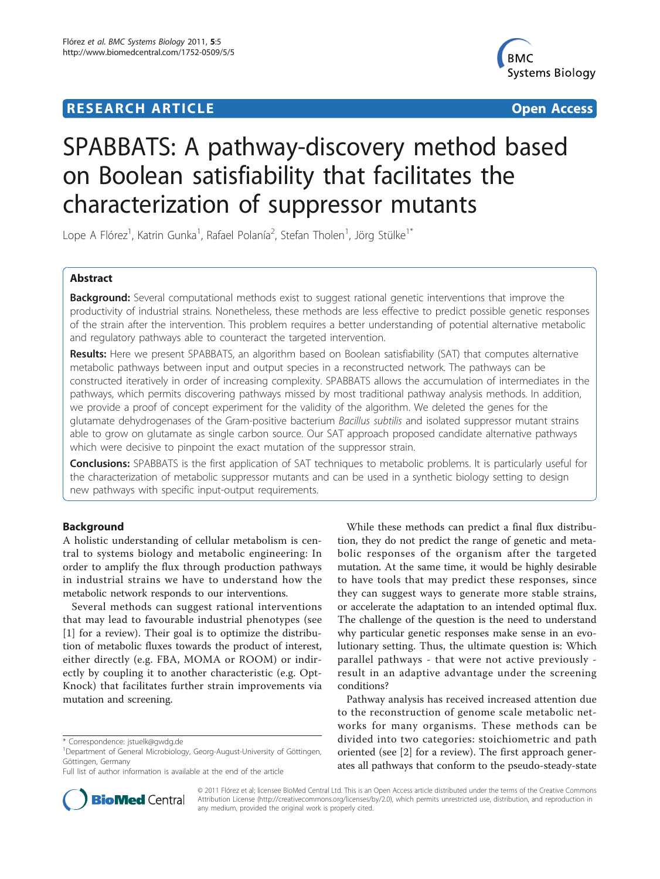# SPABBATS: A pathway-discovery method based on Boolean satisfiability that facilitates the characterization of suppressor mutants

Lope A Flórez[1], Katrin Gunka[1], Rafael Polanía[2], Stefan Tholen[1], Jörg Stülke[1*]

## Abstract

**Background:** Several computational methods exist to suggest rational genetic interventions that improve the productivity of industrial strains. Nonetheless, these methods are less effective to predict possible genetic responses of the strain after the intervention. This problem requires a better understanding of potential alternative metabolic and regulatory pathways able to counteract the targeted intervention.

**Results:** Here we present SPABBATS, an algorithm based on Boolean satisfiability (SAT) that computes alternative metabolic pathways between input and output species in a reconstructed network. The pathways can be constructed iteratively in order of increasing complexity. SPABBATS allows the accumulation of intermediates in the pathways, which permits discovering pathways missed by most traditional pathway analysis methods. In addition, we provide a proof of concept experiment for the validity of the algorithm. We deleted the genes for the glutamate dehydrogenases of the Gram-positive bacterium *Bacillus subtilis* and isolated suppressor mutant strains able to grow on glutamate as single carbon source. Our SAT approach proposed candidate alternative pathways which were decisive to pinpoint the exact mutation of the suppressor strain.

**Conclusions:** SPABBATS is the first application of SAT techniques to metabolic problems. It is particularly useful for the characterization of metabolic suppressor mutants and can be used in a synthetic biology setting to design new pathways with specific input-output requirements.

## Background

A holistic understanding of cellular metabolism is central to systems biology and metabolic engineering: In order to amplify the flux through production pathways in industrial strains we have to understand how the metabolic network responds to our interventions.

Several methods can suggest rational interventions that may lead to favourable industrial phenotypes (see [1] for a review). Their goal is to optimize the distribution of metabolic fluxes towards the product of interest, either directly (e.g. FBA, MOMA or ROOM) or indirectly by coupling it to another characteristic (e.g. OptKnock) that facilitates further strain improvements via mutation and screening.

While these methods can predict a final flux distribution, they do not predict the range of genetic and metabolic responses of the organism after the targeted mutation. At the same time, it would be highly desirable to have tools that may predict these responses, since they can suggest ways to generate more stable strains, or accelerate the adaptation to an intended optimal flux. The challenge of the question is the need to understand why particular genetic responses make sense in an evolutionary setting. Thus, the ultimate question is: Which parallel pathways - that were not active previously - result in an adaptive advantage under the screening conditions?

Pathway analysis has received increased attention due to the reconstruction of genome scale metabolic networks for many organisms. These methods can be divided into two categories: stoichiometric and path oriented (see [2] for a review). The first approach generates all pathways that conform to the pseudo-steady-state

\* Correspondence: jstuelk@gwdg.de
[1]Department of General Microbiology, Georg-August-University of Göttingen, Göttingen, Germany
Full list of author information is available at the end of the article

© 2011 Flórez et al; licensee BioMed Central Ltd. This is an Open Access article distributed under the terms of the Creative Commons Attribution License (http://creativecommons.org/licenses/by/2.0), which permits unrestricted use, distribution, and reproduction in any medium, provided the original work is properly cited.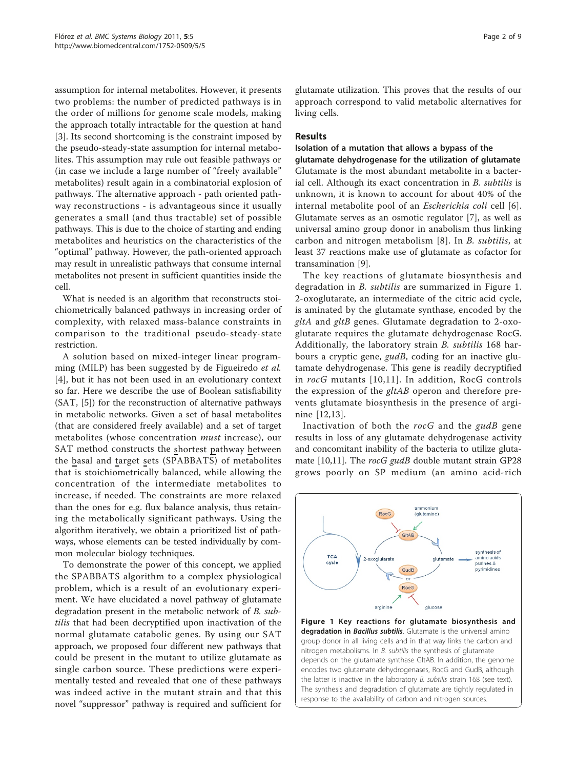assumption for internal metabolites. However, it presents two problems: the number of predicted pathways is in the order of millions for genome scale models, making the approach totally intractable for the question at hand [3]. Its second shortcoming is the constraint imposed by the pseudo-steady-state assumption for internal metabolites. This assumption may rule out feasible pathways or (in case we include a large number of "freely available" metabolites) result again in a combinatorial explosion of pathways. The alternative approach - path oriented pathway reconstructions - is advantageous since it usually generates a small (and thus tractable) set of possible pathways. This is due to the choice of starting and ending metabolites and heuristics on the characteristics of the "optimal" pathway. However, the path-oriented approach may result in unrealistic pathways that consume internal metabolites not present in sufficient quantities inside the cell.

What is needed is an algorithm that reconstructs stoichiometrically balanced pathways in increasing order of complexity, with relaxed mass-balance constraints in comparison to the traditional pseudo-steady-state restriction.

A solution based on mixed-integer linear programming (MILP) has been suggested by de Figueiredo *et al.* [4], but it has not been used in an evolutionary context so far. Here we describe the use of Boolean satisfiability (SAT, [5]) for the reconstruction of alternative pathways in metabolic networks. Given a set of basal metabolites (that are considered freely available) and a set of target metabolites (whose concentration *must* increase), our SAT method constructs the shortest pathway between the basal and target sets (SPABBATS) of metabolites that is stoichiometrically balanced, while allowing the concentration of the intermediate metabolites to increase, if needed. The constraints are more relaxed than the ones for e.g. flux balance analysis, thus retaining the metabolically significant pathways. Using the algorithm iteratively, we obtain a prioritized list of pathways, whose elements can be tested individually by common molecular biology techniques.

To demonstrate the power of this concept, we applied the SPABBATS algorithm to a complex physiological problem, which is a result of an evolutionary experiment. We have elucidated a novel pathway of glutamate degradation present in the metabolic network of *B. subtilis* that had been decryptified upon inactivation of the normal glutamate catabolic genes. By using our SAT approach, we proposed four different new pathways that could be present in the mutant to utilize glutamate as single carbon source. These predictions were experimentally tested and revealed that one of these pathways was indeed active in the mutant strain and that this novel "suppressor" pathway is required and sufficient for glutamate utilization. This proves that the results of our approach correspond to valid metabolic alternatives for living cells.

## Results

### Isolation of a mutation that allows a bypass of the glutamate dehydrogenase for the utilization of glutamate

Glutamate is the most abundant metabolite in a bacterial cell. Although its exact concentration in *B. subtilis* is unknown, it is known to account for about 40% of the internal metabolite pool of an *Escherichia coli* cell [6]. Glutamate serves as an osmotic regulator [7], as well as universal amino group donor in anabolism thus linking carbon and nitrogen metabolism [8]. In *B. subtilis*, at least 37 reactions make use of glutamate as cofactor for transamination [9].

The key reactions of glutamate biosynthesis and degradation in *B. subtilis* are summarized in Figure 1. 2-oxoglutarate, an intermediate of the citric acid cycle, is aminated by the glutamate synthase, encoded by the *gltA* and *gltB* genes. Glutamate degradation to 2-oxoglutarate requires the glutamate dehydrogenase RocG. Additionally, the laboratory strain *B. subtilis* 168 harbours a cryptic gene, *gudB*, coding for an inactive glutamate dehydrogenase. This gene is readily decryptified in *rocG* mutants [10,11]. In addition, RocG controls the expression of the *gltAB* operon and therefore prevents glutamate biosynthesis in the presence of arginine [12,13].

Inactivation of both the *rocG* and the *gudB* gene results in loss of any glutamate dehydrogenase activity and concomitant inability of the bacteria to utilize glutamate [10,11]. The *rocG gudB* double mutant strain GP28 grows poorly on SP medium (an amino acid-rich

ammonium (glutamine)
RocG
GltAB
TCA cycle
2-oxoglutarate
glutamate
synthesis of amino acids purines & pyrimidines
GudB
or
RocG
arginine
glucose

**Figure 1 Key reactions for glutamate biosynthesis and degradation in *Bacillus subtilis***. Glutamate is the universal amino group donor in all living cells and in that way links the carbon and nitrogen metabolisms. In *B. subtilis* the synthesis of glutamate depends on the glutamate synthase GltAB. In addition, the genome encodes two glutamate dehydrogenases, RocG and GudB, although the latter is inactive in the laboratory *B. subtilis* strain 168 (see text). The synthesis and degradation of glutamate are tightly regulated in response to the availability of carbon and nitrogen sources.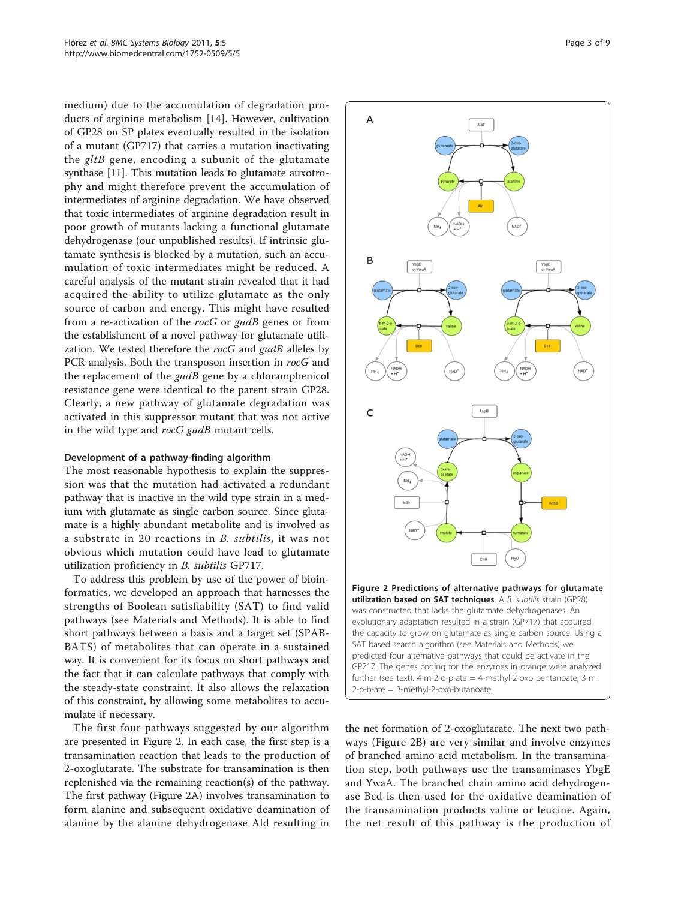medium) due to the accumulation of degradation products of arginine metabolism [14]. However, cultivation of GP28 on SP plates eventually resulted in the isolation of a mutant (GP717) that carries a mutation inactivating the *gltB* gene, encoding a subunit of the glutamate synthase [11]. This mutation leads to glutamate auxotrophy and might therefore prevent the accumulation of intermediates of arginine degradation. We have observed that toxic intermediates of arginine degradation result in poor growth of mutants lacking a functional glutamate dehydrogenase (our unpublished results). If intrinsic glutamate synthesis is blocked by a mutation, such an accumulation of toxic intermediates might be reduced. A careful analysis of the mutant strain revealed that it had acquired the ability to utilize glutamate as the only source of carbon and energy. This might have resulted from a re-activation of the *rocG* or *gudB* genes or from the establishment of a novel pathway for glutamate utilization. We tested therefore the *rocG* and *gudB* alleles by PCR analysis. Both the transposon insertion in *rocG* and the replacement of the *gudB* gene by a chloramphenicol resistance gene were identical to the parent strain GP28. Clearly, a new pathway of glutamate degradation was activated in this suppressor mutant that was not active in the wild type and *rocG gudB* mutant cells.

### Development of a pathway-finding algorithm

The most reasonable hypothesis to explain the suppression was that the mutation had activated a redundant pathway that is inactive in the wild type strain in a medium with glutamate as single carbon source. Since glutamate is a highly abundant metabolite and is involved as a substrate in 20 reactions in *B. subtilis*, it was not obvious which mutation could have lead to glutamate utilization proficiency in *B. subtilis* GP717.

To address this problem by use of the power of bioinformatics, we developed an approach that harnesses the strengths of Boolean satisfiability (SAT) to find valid pathways (see Materials and Methods). It is able to find short pathways between a basis and a target set (SPABBATS) of metabolites that can operate in a sustained way. It is convenient for its focus on short pathways and the fact that it can calculate pathways that comply with the steady-state constraint. It also allows the relaxation of this constraint, by allowing some metabolites to accumulate if necessary.

The first four pathways suggested by our algorithm are presented in Figure 2. In each case, the first step is a transamination reaction that leads to the production of 2-oxoglutarate. The substrate for transamination is then replenished via the remaining reaction(s) of the pathway. The first pathway (Figure 2A) involves transamination to form alanine and subsequent oxidative deamination of alanine by the alanine dehydrogenase Ald resulting in the net formation of 2-oxoglutarate. The next two pathways (Figure 2B) are very similar and involve enzymes of branched amino acid metabolism. In the transamination step, both pathways use the transaminases YbgE and YwaA. The branched chain amino acid dehydrogenase Bcd is then used for the oxidative deamination of the transamination products valine or leucine. Again, the net result of this pathway is the production of

A

AlaT

glutamate

2-oxo-glutarate

pyruvate

alanine

Ald

$NH_4$

NADH + $H^+$

$NAD^+$

B

YbgE or YwaA

glutamate

2-oxo-glutarate

4-m-2-o-p-ate

valine

Bcd

$NH_4$

NADH + $H^+$

$NAD^+$

YbgE or YwaA

glutamate

2-oxo-glutarate

3-m-2-o-b-ate

valine

Bcd

$NH_4$

NADH + $H^+$

$NAD^+$

C

AspB

glutamate

2-oxo-glutarate

NADH + $H^+$

oxalo-acetate

aspartate

$NH_4$

Mdh

AnsB

$NAD^+$

malate

fumarate

CitG

$H_2O$

**Figure 2 Predictions of alternative pathways for glutamate utilization based on SAT techniques**. A *B. subtilis* strain (GP28) was constructed that lacks the glutamate dehydrogenases. An evolutionary adaptation resulted in a strain (GP717) that acquired the capacity to grow on glutamate as single carbon source. Using a SAT based search algorithm (see Materials and Methods) we predicted four alternative pathways that could be activate in the GP717. The genes coding for the enzymes in orange were analyzed further (see text). 4-m-2-o-p-ate = 4-methyl-2-oxo-pentanoate; 3-m-2-o-b-ate = 3-methyl-2-oxo-butanoate.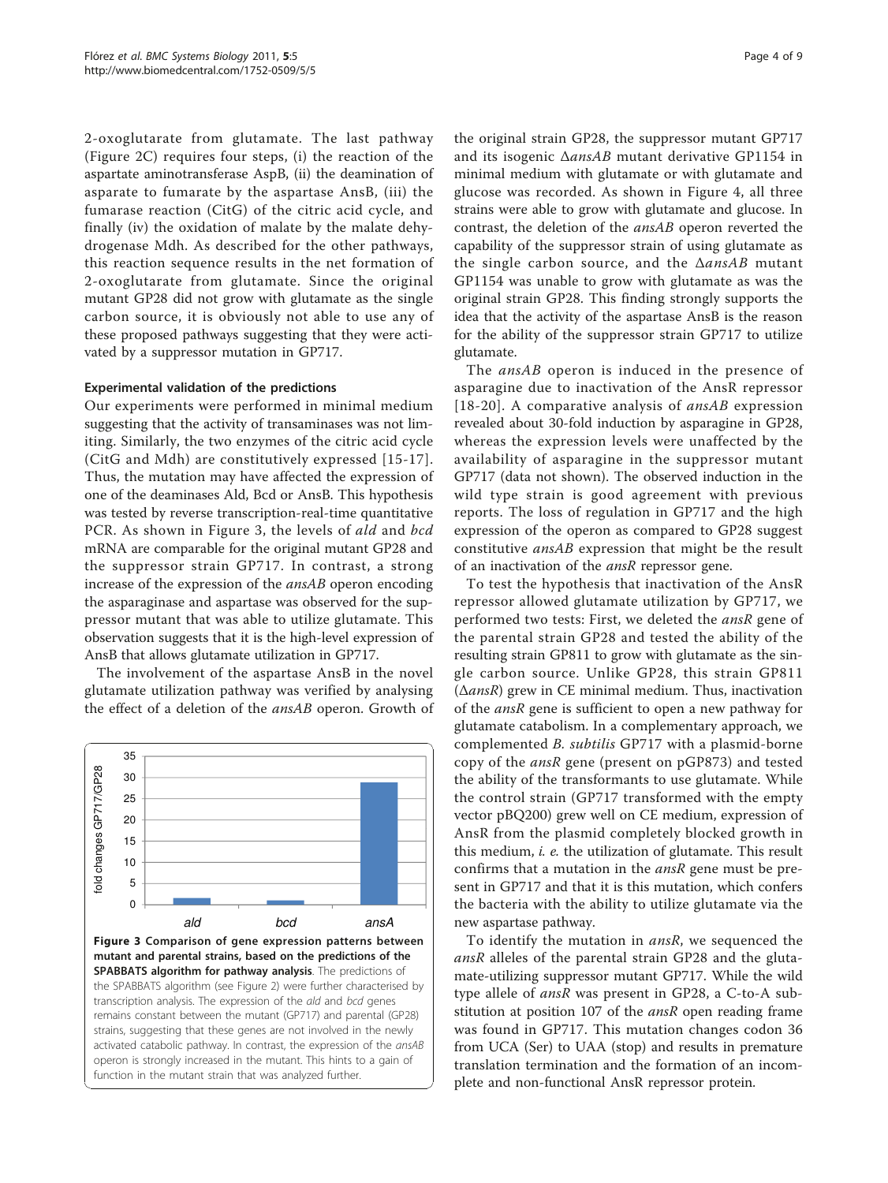2-oxoglutarate from glutamate. The last pathway (Figure 2C) requires four steps, (i) the reaction of the aspartate aminotransferase AspB, (ii) the deamination of asparate to fumarate by the aspartase AnsB, (iii) the fumarase reaction (CitG) of the citric acid cycle, and finally (iv) the oxidation of malate by the malate dehydrogenase Mdh. As described for the other pathways, this reaction sequence results in the net formation of 2-oxoglutarate from glutamate. Since the original mutant GP28 did not grow with glutamate as the single carbon source, it is obviously not able to use any of these proposed pathways suggesting that they were activated by a suppressor mutation in GP717.

### Experimental validation of the predictions

Our experiments were performed in minimal medium suggesting that the activity of transaminases was not limiting. Similarly, the two enzymes of the citric acid cycle (CitG and Mdh) are constitutively expressed [15-17]. Thus, the mutation may have affected the expression of one of the deaminases Ald, Bcd or AnsB. This hypothesis was tested by reverse transcription-real-time quantitative PCR. As shown in Figure 3, the levels of *ald* and *bcd* mRNA are comparable for the original mutant GP28 and the suppressor strain GP717. In contrast, a strong increase of the expression of the *ansAB* operon encoding the asparaginase and aspartase was observed for the suppressor mutant that was able to utilize glutamate. This observation suggests that it is the high-level expression of AnsB that allows glutamate utilization in GP717.

The involvement of the aspartase AnsB in the novel glutamate utilization pathway was verified by analysing the effect of a deletion of the *ansAB* operon. Growth of the original strain GP28, the suppressor mutant GP717 and its isogenic Δ*ansAB* mutant derivative GP1154 in minimal medium with glutamate or with glutamate and glucose was recorded. As shown in Figure 4, all three strains were able to grow with glutamate and glucose. In contrast, the deletion of the *ansAB* operon reverted the capability of the suppressor strain of using glutamate as the single carbon source, and the Δ*ansAB* mutant GP1154 was unable to grow with glutamate as was the original strain GP28. This finding strongly supports the idea that the activity of the aspartase AnsB is the reason for the ability of the suppressor strain GP717 to utilize glutamate.

**Figure 3 Comparison of gene expression patterns between mutant and parental strains, based on the predictions of the SPABBATS algorithm for pathway analysis**. The predictions of the SPABBATS algorithm (see Figure 2) were further characterised by transcription analysis. The expression of the *ald* and *bcd* genes remains constant between the mutant (GP717) and parental (GP28) strains, suggesting that these genes are not involved in the newly activated catabolic pathway. In contrast, the expression of the *ansAB* operon is strongly increased in the mutant. This hints to a gain of function in the mutant strain that was analyzed further.

The *ansAB* operon is induced in the presence of asparagine due to inactivation of the AnsR repressor [18-20]. A comparative analysis of *ansAB* expression revealed about 30-fold induction by asparagine in GP28, whereas the expression levels were unaffected by the availability of asparagine in the suppressor mutant GP717 (data not shown). The observed induction in the wild type strain is good agreement with previous reports. The loss of regulation in GP717 and the high expression of the operon as compared to GP28 suggest constitutive *ansAB* expression that might be the result of an inactivation of the *ansR* repressor gene.

To test the hypothesis that inactivation of the AnsR repressor allowed glutamate utilization by GP717, we performed two tests: First, we deleted the *ansR* gene of the parental strain GP28 and tested the ability of the resulting strain GP811 to grow with glutamate as the single carbon source. Unlike GP28, this strain GP811 (Δ*ansR*) grew in CE minimal medium. Thus, inactivation of the *ansR* gene is sufficient to open a new pathway for glutamate catabolism. In a complementary approach, we complemented *B. subtilis* GP717 with a plasmid-borne copy of the *ansR* gene (present on pGP873) and tested the ability of the transformants to use glutamate. While the control strain (GP717 transformed with the empty vector pBQ200) grew well on CE medium, expression of AnsR from the plasmid completely blocked growth in this medium, *i. e.* the utilization of glutamate. This result confirms that a mutation in the *ansR* gene must be present in GP717 and that it is this mutation, which confers the bacteria with the ability to utilize glutamate via the new aspartase pathway.

To identify the mutation in *ansR*, we sequenced the *ansR* alleles of the parental strain GP28 and the glutamate-utilizing suppressor mutant GP717. While the wild type allele of *ansR* was present in GP28, a C-to-A substitution at position 107 of the *ansR* open reading frame was found in GP717. This mutation changes codon 36 from UCA (Ser) to UAA (stop) and results in premature translation termination and the formation of an incomplete and non-functional AnsR repressor protein.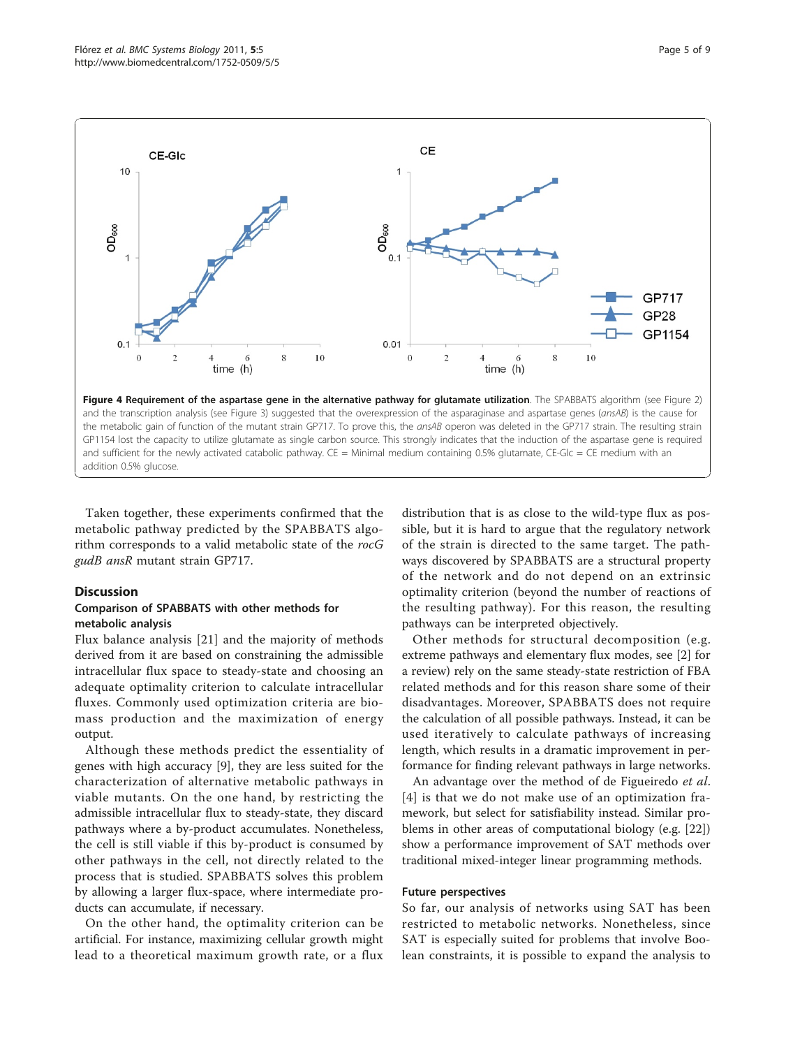**Figure 4 Requirement of the aspartase gene in the alternative pathway for glutamate utilization**. The SPABBATS algorithm (see Figure 2) and the transcription analysis (see Figure 3) suggested that the overexpression of the asparaginase and aspartase genes (*ansAB*) is the cause for the metabolic gain of function of the mutant strain GP717. To prove this, the *ansAB* operon was deleted in the GP717 strain. The resulting strain GP1154 lost the capacity to utilize glutamate as single carbon source. This strongly indicates that the induction of the aspartase gene is required and sufficient for the newly activated catabolic pathway. CE = Minimal medium containing 0.5% glutamate, CE-Glc = CE medium with an addition 0.5% glucose.

Taken together, these experiments confirmed that the metabolic pathway predicted by the SPABBATS algorithm corresponds to a valid metabolic state of the *rocG gudB ansR* mutant strain GP717.

## Discussion

### Comparison of SPABBATS with other methods for metabolic analysis

Flux balance analysis [21] and the majority of methods derived from it are based on constraining the admissible intracellular flux space to steady-state and choosing an adequate optimality criterion to calculate intracellular fluxes. Commonly used optimization criteria are biomass production and the maximization of energy output.

Although these methods predict the essentiality of genes with high accuracy [9], they are less suited for the characterization of alternative metabolic pathways in viable mutants. On the one hand, by restricting the admissible intracellular flux to steady-state, they discard pathways where a by-product accumulates. Nonetheless, the cell is still viable if this by-product is consumed by other pathways in the cell, not directly related to the process that is studied. SPABBATS solves this problem by allowing a larger flux-space, where intermediate products can accumulate, if necessary.

On the other hand, the optimality criterion can be artificial. For instance, maximizing cellular growth might lead to a theoretical maximum growth rate, or a flux distribution that is as close to the wild-type flux as possible, but it is hard to argue that the regulatory network of the strain is directed to the same target. The pathways discovered by SPABBATS are a structural property of the network and do not depend on an extrinsic optimality criterion (beyond the number of reactions of the resulting pathway). For this reason, the resulting pathways can be interpreted objectively.

Other methods for structural decomposition (e.g. extreme pathways and elementary flux modes, see [2] for a review) rely on the same steady-state restriction of FBA related methods and for this reason share some of their disadvantages. Moreover, SPABBATS does not require the calculation of all possible pathways. Instead, it can be used iteratively to calculate pathways of increasing length, which results in a dramatic improvement in performance for finding relevant pathways in large networks.

An advantage over the method of de Figueiredo *et al.* [4] is that we do not make use of an optimization framework, but select for satisfiability instead. Similar problems in other areas of computational biology (e.g. [22]) show a performance improvement of SAT methods over traditional mixed-integer linear programming methods.

### Future perspectives

So far, our analysis of networks using SAT has been restricted to metabolic networks. Nonetheless, since SAT is especially suited for problems that involve Boolean constraints, it is possible to expand the analysis to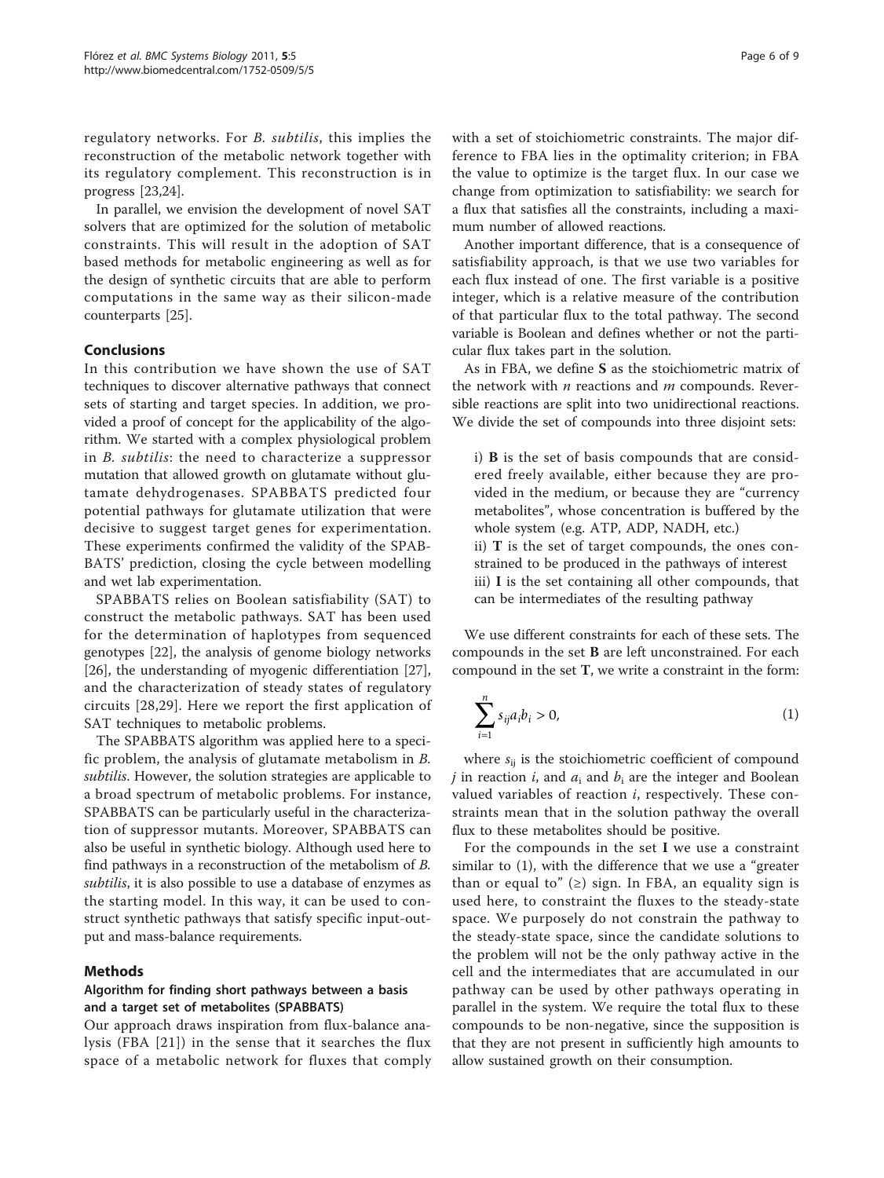regulatory networks. For *B. subtilis*, this implies the reconstruction of the metabolic network together with its regulatory complement. This reconstruction is in progress [23,24].

In parallel, we envision the development of novel SAT solvers that are optimized for the solution of metabolic constraints. This will result in the adoption of SAT based methods for metabolic engineering as well as for the design of synthetic circuits that are able to perform computations in the same way as their silicon-made counterparts [25].

## Conclusions

In this contribution we have shown the use of SAT techniques to discover alternative pathways that connect sets of starting and target species. In addition, we provided a proof of concept for the applicability of the algorithm. We started with a complex physiological problem in *B. subtilis*: the need to characterize a suppressor mutation that allowed growth on glutamate without glutamate dehydrogenases. SPABBATS predicted four potential pathways for glutamate utilization that were decisive to suggest target genes for experimentation. These experiments confirmed the validity of the SPABBATS' prediction, closing the cycle between modelling and wet lab experimentation.

SPABBATS relies on Boolean satisfiability (SAT) to construct the metabolic pathways. SAT has been used for the determination of haplotypes from sequenced genotypes [22], the analysis of genome biology networks [26], the understanding of myogenic differentiation [27], and the characterization of steady states of regulatory circuits [28,29]. Here we report the first application of SAT techniques to metabolic problems.

The SPABBATS algorithm was applied here to a specific problem, the analysis of glutamate metabolism in *B. subtilis*. However, the solution strategies are applicable to a broad spectrum of metabolic problems. For instance, SPABBATS can be particularly useful in the characterization of suppressor mutants. Moreover, SPABBATS can also be useful in synthetic biology. Although used here to find pathways in a reconstruction of the metabolism of *B. subtilis*, it is also possible to use a database of enzymes as the starting model. In this way, it can be used to construct synthetic pathways that satisfy specific input-output and mass-balance requirements.

## Methods

### Algorithm for finding short pathways between a basis and a target set of metabolites (SPABBATS)

Our approach draws inspiration from flux-balance analysis (FBA [21]) in the sense that it searches the flux space of a metabolic network for fluxes that comply with a set of stoichiometric constraints. The major difference to FBA lies in the optimality criterion; in FBA the value to optimize is the target flux. In our case we change from optimization to satisfiability: we search for a flux that satisfies all the constraints, including a maximum number of allowed reactions.

Another important difference, that is a consequence of satisfiability approach, is that we use two variables for each flux instead of one. The first variable is a positive integer, which is a relative measure of the contribution of that particular flux to the total pathway. The second variable is Boolean and defines whether or not the particular flux takes part in the solution.

As in FBA, we define **S** as the stoichiometric matrix of the network with $n$ reactions and $m$ compounds. Reversible reactions are split into two unidirectional reactions. We divide the set of compounds into three disjoint sets:

i) **B** is the set of basis compounds that are considered freely available, either because they are provided in the medium, or because they are "currency metabolites", whose concentration is buffered by the whole system (e.g. ATP, ADP, NADH, etc.)

ii) **T** is the set of target compounds, the ones constrained to be produced in the pathways of interest

iii) **I** is the set containing all other compounds, that can be intermediates of the resulting pathway

We use different constraints for each of these sets. The compounds in the set **B** are left unconstrained. For each compound in the set **T**, we write a constraint in the form:

$$\sum_{i=1}^{n} s_{ij} a_i b_i > 0, \tag{1}$$

where $s_{ij}$ is the stoichiometric coefficient of compound $j$ in reaction $i$, and $a_i$ and $b_i$ are the integer and Boolean valued variables of reaction $i$, respectively. These constraints mean that in the solution pathway the overall flux to these metabolites should be positive.

For the compounds in the set **I** we use a constraint similar to (1), with the difference that we use a "greater than or equal to" ($\geq$) sign. In FBA, an equality sign is used here, to constraint the fluxes to the steady-state space. We purposely do not constrain the pathway to the steady-state space, since the candidate solutions to the problem will not be the only pathway active in the cell and the intermediates that are accumulated in our pathway can be used by other pathways operating in parallel in the system. We require the total flux to these compounds to be non-negative, since the supposition is that they are not present in sufficiently high amounts to allow sustained growth on their consumption.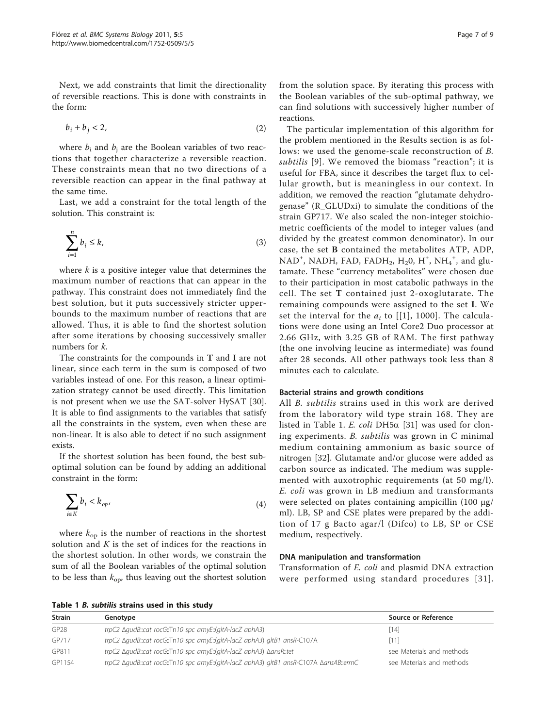Next, we add constraints that limit the directionality of reversible reactions. This is done with constraints in the form:

$$b_i + b_j < 2, \tag{2}$$

where $b_i$ and $b_j$ are the Boolean variables of two reactions that together characterize a reversible reaction. These constraints mean that no two directions of a reversible reaction can appear in the final pathway at the same time.

Last, we add a constraint for the total length of the solution. This constraint is:

$$\sum_{i=1}^{n} b_i \leq k, \tag{3}$$

where $k$ is a positive integer value that determines the maximum number of reactions that can appear in the pathway. This constraint does not immediately find the best solution, but it puts successively stricter upper-bounds to the maximum number of reactions that are allowed. Thus, it is able to find the shortest solution after some iterations by choosing successively smaller numbers for $k$.

The constraints for the compounds in **T** and **I** are not linear, since each term in the sum is composed of two variables instead of one. For this reason, a linear optimization strategy cannot be used directly. This limitation is not present when we use the SAT-solver HySAT [30]. It is able to find assignments to the variables that satisfy all the constraints in the system, even when these are non-linear. It is also able to detect if no such assignment exists.

If the shortest solution has been found, the best sub-optimal solution can be found by adding an additional constraint in the form:

$$\sum_{i \in K} b_i < k_{op}, \tag{4}$$

where $k_{op}$ is the number of reactions in the shortest solution and $K$ is the set of indices for the reactions in the shortest solution. In other words, we constrain the sum of all the Boolean variables of the optimal solution to be less than $k_{op}$, thus leaving out the shortest solution from the solution space. By iterating this process with the Boolean variables of the sub-optimal pathway, we can find solutions with successively higher number of reactions.

The particular implementation of this algorithm for the problem mentioned in the Results section is as follows: we used the genome-scale reconstruction of *B. subtilis* [9]. We removed the biomass "reaction"; it is useful for FBA, since it describes the target flux to cellular growth, but is meaningless in our context. In addition, we removed the reaction "glutamate dehydrogenase" (R_GLUDxi) to simulate the conditions of the strain GP717. We also scaled the non-integer stoichiometric coefficients of the model to integer values (and divided by the greatest common denominator). In our case, the set **B** contained the metabolites ATP, ADP, $NAD^+$, NADH, FAD, $FADH_2$, $H_20$, $H^+$, $NH_4^+$, and glutamate. These "currency metabolites" were chosen due to their participation in most catabolic pathways in the cell. The set **T** contained just 2-oxoglutarate. The remaining compounds were assigned to the set **I**. We set the interval for the $a_i$ to [[1], 1000]. The calculations were done using an Intel Core2 Duo processor at 2.66 GHz, with 3.25 GB of RAM. The first pathway (the one involving leucine as intermediate) was found after 28 seconds. All other pathways took less than 8 minutes each to calculate.

### Bacterial strains and growth conditions

All *B. subtilis* strains used in this work are derived from the laboratory wild type strain 168. They are listed in Table 1. *E. coli* DH5α [31] was used for cloning experiments. *B. subtilis* was grown in C minimal medium containing ammonium as basic source of nitrogen [32]. Glutamate and/or glucose were added as carbon source as indicated. The medium was supplemented with auxotrophic requirements (at 50 mg/l). *E. coli* was grown in LB medium and transformants were selected on plates containing ampicillin (100 μg/ml). LB, SP and CSE plates were prepared by the addition of 17 g Bacto agar/l (Difco) to LB, SP or CSE medium, respectively.

### DNA manipulation and transformation

Transformation of *E. coli* and plasmid DNA extraction were performed using standard procedures [31].

**Table 1 *B. subtilis* strains used in this study**

| Strain | Genotype | Source or Reference |
|---|---|---|
| GP28 | *trpC2 ΔgudB::cat rocG::Tn10 spc amyE::(gltA-lacZ aphA3)* | [14] |
| GP717 | *trpC2 ΔgudB::cat rocG::Tn10 spc amyE::(gltA-lacZ aphA3) gltB1 ansR-C107A* | [11] |
| GP811 | *trpC2 ΔgudB::cat rocG::Tn10 spc amyE::(gltA-lacZ aphA3) ΔansR::tet* | see Materials and methods |
| GP1154 | *trpC2 ΔgudB::cat rocG::Tn10 spc amyE::(gltA-lacZ aphA3) gltB1 ansR-C107A ΔansAB::ermC* | see Materials and methods |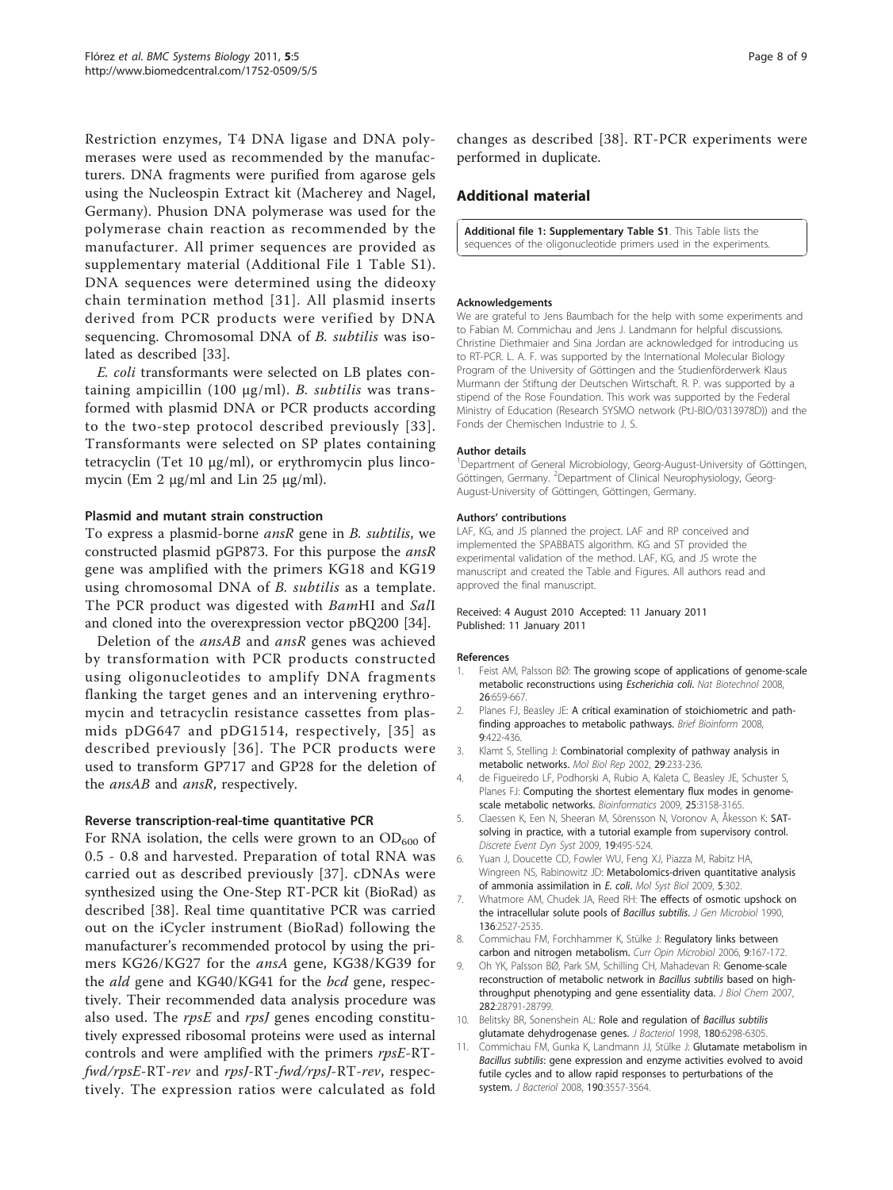Restriction enzymes, T4 DNA ligase and DNA polymerases were used as recommended by the manufacturers. DNA fragments were purified from agarose gels using the Nucleospin Extract kit (Macherey and Nagel, Germany). Phusion DNA polymerase was used for the polymerase chain reaction as recommended by the manufacturer. All primer sequences are provided as supplementary material (Additional File 1 Table S1). DNA sequences were determined using the dideoxy chain termination method [31]. All plasmid inserts derived from PCR products were verified by DNA sequencing. Chromosomal DNA of *B. subtilis* was isolated as described [33].

*E. coli* transformants were selected on LB plates containing ampicillin (100 μg/ml). *B. subtilis* was transformed with plasmid DNA or PCR products according to the two-step protocol described previously [33]. Transformants were selected on SP plates containing tetracyclin (Tet 10 μg/ml), or erythromycin plus lincomycin (Em 2 μg/ml and Lin 25 μg/ml).

### Plasmid and mutant strain construction

To express a plasmid-borne *ansR* gene in *B. subtilis*, we constructed plasmid pGP873. For this purpose the *ansR* gene was amplified with the primers KG18 and KG19 using chromosomal DNA of *B. subtilis* as a template. The PCR product was digested with *Bam*HI and *Sal*I and cloned into the overexpression vector pBQ200 [34].

Deletion of the *ansAB* and *ansR* genes was achieved by transformation with PCR products constructed using oligonucleotides to amplify DNA fragments flanking the target genes and an intervening erythromycin and tetracyclin resistance cassettes from plasmids pDG647 and pDG1514, respectively, [35] as described previously [36]. The PCR products were used to transform GP717 and GP28 for the deletion of the *ansAB* and *ansR*, respectively.

### Reverse transcription-real-time quantitative PCR

For RNA isolation, the cells were grown to an $OD_{600}$ of 0.5 - 0.8 and harvested. Preparation of total RNA was carried out as described previously [37]. cDNAs were synthesized using the One-Step RT-PCR kit (BioRad) as described [38]. Real time quantitative PCR was carried out on the iCycler instrument (BioRad) following the manufacturer's recommended protocol by using the primers KG26/KG27 for the *ansA* gene, KG38/KG39 for the *ald* gene and KG40/KG41 for the *bcd* gene, respectively. Their recommended data analysis procedure was also used. The *rpsE* and *rpsJ* genes encoding constitutively expressed ribosomal proteins were used as internal controls and were amplified with the primers *rpsE*-RT-*fwd*/*rpsE*-RT-*rev* and *rpsJ*-RT-*fwd*/*rpsJ*-RT-*rev*, respectively. The expression ratios were calculated as fold changes as described [38]. RT-PCR experiments were performed in duplicate.

## Additional material

**Additional file 1: Supplementary Table S1**. This Table lists the sequences of the oligonucleotide primers used in the experiments.

#### Acknowledgements

We are grateful to Jens Baumbach for the help with some experiments and to Fabian M. Commichau and Jens J. Landmann for helpful discussions. Christine Diethmaier and Sina Jordan are acknowledged for introducing us to RT-PCR. L. A. F. was supported by the International Molecular Biology Program of the University of Göttingen and the Studienförderwerk Klaus Murmann der Stiftung der Deutschen Wirtschaft. R. P. was supported by a stipend of the Rose Foundation. This work was supported by the Federal Ministry of Education (Research SYSMO network (PtJ-BIO/0313978D)) and the Fonds der Chemischen Industrie to J. S.

#### Author details

[1]Department of General Microbiology, Georg-August-University of Göttingen, Göttingen, Germany. [2]Department of Clinical Neurophysiology, Georg-August-University of Göttingen, Göttingen, Germany.

#### Authors' contributions

LAF, KG, and JS planned the project. LAF and RP conceived and implemented the SPABBATS algorithm. KG and ST provided the experimental validation of the method. LAF, KG, and JS wrote the manuscript and created the Table and Figures. All authors read and approved the final manuscript.

Received: 4 August 2010 Accepted: 11 January 2011
Published: 11 January 2011

#### References

1. Feist AM, Palsson BØ: **The growing scope of applications of genome-scale metabolic reconstructions using *Escherichia coli*.** *Nat Biotechnol* 2008, **26**:659-667.
2. Planes FJ, Beasley JE: **A critical examination of stoichiometric and path-finding approaches to metabolic pathways.** *Brief Bioinform* 2008, **9**:422-436.
3. Klamt S, Stelling J: **Combinatorial complexity of pathway analysis in metabolic networks.** *Mol Biol Rep* 2002, **29**:233-236.
4. de Figueiredo LF, Podhorski A, Rubio A, Kaleta C, Beasley JE, Schuster S, Planes FJ: **Computing the shortest elementary flux modes in genome-scale metabolic networks.** *Bioinformatics* 2009, **25**:3158-3165.
5. Claessen K, Een N, Sheeran M, Sörensson N, Voronov A, Åkesson K: **SAT-solving in practice, with a tutorial example from supervisory control.** *Discrete Event Dyn Syst* 2009, **19**:495-524.
6. Yuan J, Doucette CD, Fowler WU, Feng XJ, Piazza M, Rabitz HA, Wingreen NS, Rabinowitz JD: **Metabolomics-driven quantitative analysis of ammonia assimilation in *E. coli*.** *Mol Syst Biol* 2009, **5**:302.
7. Whatmore AM, Chudek JA, Reed RH: **The effects of osmotic upshock on the intracellular solute pools of *Bacillus subtilis*.** *J Gen Microbiol* 1990, **136**:2527-2535.
8. Commichau FM, Forchhammer K, Stülke J: **Regulatory links between carbon and nitrogen metabolism.** *Curr Opin Microbiol* 2006, **9**:167-172.
9. Oh YK, Palsson BØ, Park SM, Schilling CH, Mahadevan R: **Genome-scale reconstruction of metabolic network in *Bacillus subtilis* based on high-throughput phenotyping and gene essentiality data.** *J Biol Chem* 2007, **282**:28791-28799.
10. Belitsky BR, Sonenshein AL: **Role and regulation of *Bacillus subtilis* glutamate dehydrogenase genes.** *J Bacteriol* 1998, **180**:6298-6305.
11. Commichau FM, Gunka K, Landmann JJ, Stülke J: **Glutamate metabolism in *Bacillus subtilis*: gene expression and enzyme activities evolved to avoid futile cycles and to allow rapid responses to perturbations of the system.** *J Bacteriol* 2008, **190**:3557-3564.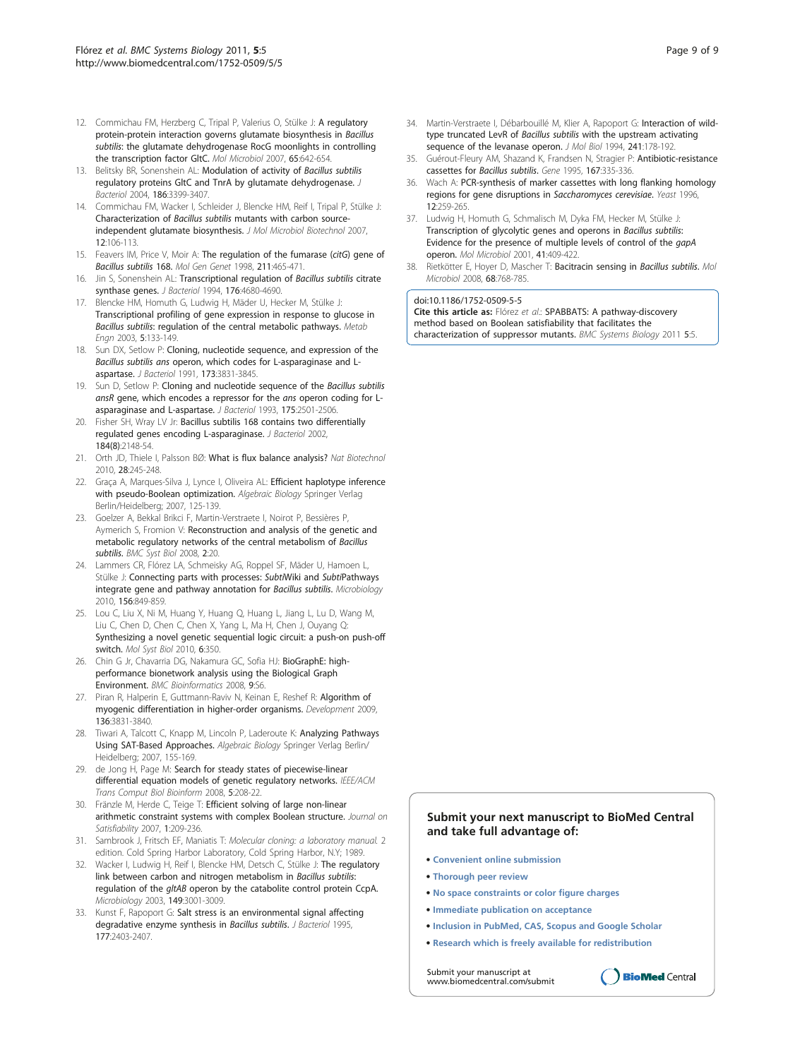12. Commichau FM, Herzberg C, Tripal P, Valerius O, Stülke J: A regulatory protein-protein interaction governs glutamate biosynthesis in *Bacillus subtilis*: the glutamate dehydrogenase RocG moonlights in controlling the transcription factor GltC. *Mol Microbiol* 2007, **65**:642-654.
13. Belitsky BR, Sonenshein AL: Modulation of activity of *Bacillus subtilis* regulatory proteins GltC and TnrA by glutamate dehydrogenase. *J Bacteriol* 2004, **186**:3399-3407.
14. Commichau FM, Wacker I, Schleider J, Blencke HM, Reif I, Tripal P, Stülke J: Characterization of *Bacillus subtilis* mutants with carbon source-independent glutamate biosynthesis. *J Mol Microbiol Biotechnol* 2007, **12**:106-113.
15. Feavers IM, Price V, Moir A: The regulation of the fumarase (*citG*) gene of *Bacillus subtilis* 168. *Mol Gen Genet* 1998, **211**:465-471.
16. Jin S, Sonenshein AL: Transcriptional regulation of *Bacillus subtilis* citrate synthase genes. *J Bacteriol* 1994, **176**:4680-4690.
17. Blencke HM, Homuth G, Ludwig H, Mäder U, Hecker M, Stülke J: Transcriptional profiling of gene expression in response to glucose in *Bacillus subtilis*: regulation of the central metabolic pathways. *Metab Engn* 2003, **5**:133-149.
18. Sun DX, Setlow P: Cloning, nucleotide sequence, and expression of the *Bacillus subtilis ans* operon, which codes for L-asparaginase and L-aspartase. *J Bacteriol* 1991, **173**:3831-3845.
19. Sun D, Setlow P: Cloning and nucleotide sequence of the *Bacillus subtilis ansR* gene, which encodes a repressor for the *ans* operon coding for L-asparaginase and L-aspartase. *J Bacteriol* 1993, **175**:2501-2506.
20. Fisher SH, Wray LV Jr: Bacillus subtilis 168 contains two differentially regulated genes encoding L-asparaginase. *J Bacteriol* 2002, **184(8)**:2148-54.
21. Orth JD, Thiele I, Palsson BØ: What is flux balance analysis? *Nat Biotechnol* 2010, **28**:245-248.
22. Graça A, Marques-Silva J, Lynce I, Oliveira AL: Efficient haplotype inference with pseudo-Boolean optimization. *Algebraic Biology* Springer Verlag Berlin/Heidelberg; 2007, 125-139.
23. Goelzer A, Bekkal Brikci F, Martin-Verstraete I, Noirot P, Bessières P, Aymerich S, Fromion V: Reconstruction and analysis of the genetic and metabolic regulatory networks of the central metabolism of *Bacillus subtilis*. *BMC Syst Biol* 2008, **2**:20.
24. Lammers CR, Flórez LA, Schmeisky AG, Roppel SF, Mäder U, Hamoen L, Stülke J: Connecting parts with processes: *Subti*Wiki and *Subti*Pathways integrate gene and pathway annotation for *Bacillus subtilis*. *Microbiology* 2010, **156**:849-859.
25. Lou C, Liu X, Ni M, Huang Y, Huang Q, Huang L, Jiang L, Lu D, Wang M, Liu C, Chen D, Chen C, Chen X, Yang L, Ma H, Chen J, Ouyang Q: Synthesizing a novel genetic sequential logic circuit: a push-on push-off switch. *Mol Syst Biol* 2010, **6**:350.
26. Chin G Jr, Chavarria DG, Nakamura GC, Sofia HJ: BioGraphE: high-performance bionetwork analysis using the Biological Graph Environment. *BMC Bioinformatics* 2008, **9**:S6.
27. Piran R, Halperin E, Guttmann-Raviv N, Keinan E, Reshef R: Algorithm of myogenic differentiation in higher-order organisms. *Development* 2009, **136**:3831-3840.
28. Tiwari A, Talcott C, Knapp M, Lincoln P, Laderoute K: Analyzing Pathways Using SAT-Based Approaches. *Algebraic Biology* Springer Verlag Berlin/Heidelberg; 2007, 155-169.
29. de Jong H, Page M: Search for steady states of piecewise-linear differential equation models of genetic regulatory networks. *IEEE/ACM Trans Comput Biol Bioinform* 2008, **5**:208-22.
30. Fränzle M, Herde C, Teige T: Efficient solving of large non-linear arithmetic constraint systems with complex Boolean structure. *Journal on Satisfiability* 2007, **1**:209-236.
31. Sambrook J, Fritsch EF, Maniatis T: *Molecular cloning: a laboratory manual.* 2 edition. Cold Spring Harbor Laboratory, Cold Spring Harbor, N.Y; 1989.
32. Wacker I, Ludwig H, Reif I, Blencke HM, Detsch C, Stülke J: The regulatory link between carbon and nitrogen metabolism in *Bacillus subtilis*: regulation of the *gltAB* operon by the catabolite control protein CcpA. *Microbiology* 2003, **149**:3001-3009.
33. Kunst F, Rapoport G: Salt stress is an environmental signal affecting degradative enzyme synthesis in *Bacillus subtilis*. *J Bacteriol* 1995, **177**:2403-2407.
34. Martin-Verstraete I, Débarbouillé M, Klier A, Rapoport G: Interaction of wild-type truncated LevR of *Bacillus subtilis* with the upstream activating sequence of the levanase operon. *J Mol Biol* 1994, **241**:178-192.
35. Guérout-Fleury AM, Shazand K, Frandsen N, Stragier P: Antibiotic-resistance cassettes for *Bacillus subtilis*. *Gene* 1995, **167**:335-336.
36. Wach A: PCR-synthesis of marker cassettes with long flanking homology regions for gene disruptions in *Saccharomyces cerevisiae*. *Yeast* 1996, **12**:259-265.
37. Ludwig H, Homuth G, Schmalisch M, Dyka FM, Hecker M, Stülke J: Transcription of glycolytic genes and operons in *Bacillus subtilis*: Evidence for the presence of multiple levels of control of the *gapA* operon. *Mol Microbiol* 2001, **41**:409-422.
38. Rietkötter E, Hoyer D, Mascher T: Bacitracin sensing in *Bacillus subtilis*. *Mol Microbiol* 2008, **68**:768-785.

doi:10.1186/1752-0509-5-5
**Cite this article as:** Flórez *et al.*: SPABBATS: A pathway-discovery method based on Boolean satisfiability that facilitates the characterization of suppressor mutants. *BMC Systems Biology* 2011 **5**:5.

**Submit your next manuscript to BioMed Central and take full advantage of:**

- **Convenient online submission**
- **Thorough peer review**
- **No space constraints or color figure charges**
- **Immediate publication on acceptance**
- **Inclusion in PubMed, CAS, Scopus and Google Scholar**
- **Research which is freely available for redistribution**

Submit your manuscript at
www.biomedcentral.com/submit

BioMed Central